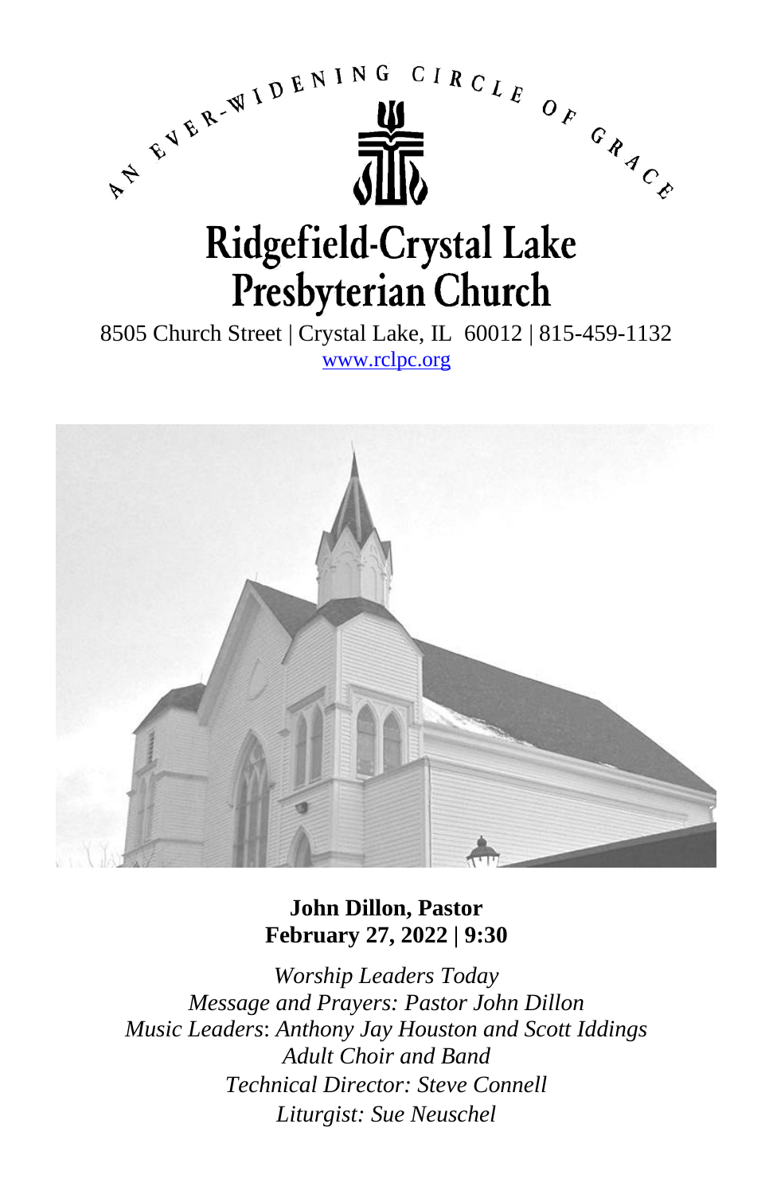AN EVER-WIDENING CIRCLE OF GRACE

# Ridgefield-Crystal Lake Presbyterian Church

8505 Church Street | Crystal Lake, IL 60012 | 815-459-1132
www.rclpc.org

**John Dillon, Pastor**
**February 27, 2022 | 9:30**

*Worship Leaders Today*
*Message and Prayers: Pastor John Dillon*
*Music Leaders: Anthony Jay Houston and Scott Iddings*
*Adult Choir and Band*
*Technical Director: Steve Connell*
*Liturgist: Sue Neuschel*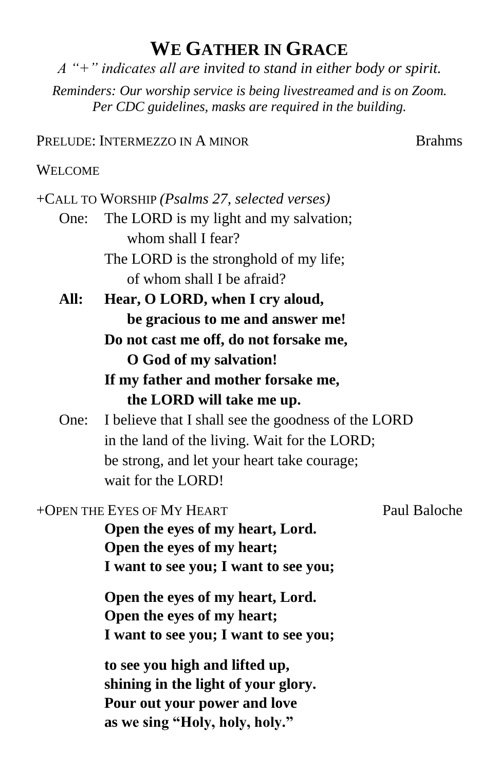# WE GATHER IN GRACE

*A "+" indicates all are invited to stand in either body or spirit.*

*Reminders: Our worship service is being livestreamed and is on Zoom.*
*Per CDC guidelines, masks are required in the building.*

PRELUDE: INTERMEZZO IN A MINOR — Brahms

WELCOME

+CALL TO WORSHIP *(Psalms 27, selected verses)*

One: The LORD is my light and my salvation;
  whom shall I fear?
The LORD is the stronghold of my life;
  of whom shall I be afraid?

**All: Hear, O LORD, when I cry aloud,**
  **be gracious to me and answer me!**
**Do not cast me off, do not forsake me,**
  **O God of my salvation!**
**If my father and mother forsake me,**
  **the LORD will take me up.**

One: I believe that I shall see the goodness of the LORD
in the land of the living. Wait for the LORD;
be strong, and let your heart take courage;
wait for the LORD!

+OPEN THE EYES OF MY HEART — Paul Baloche

**Open the eyes of my heart, Lord.**
**Open the eyes of my heart;**
**I want to see you; I want to see you;**

**Open the eyes of my heart, Lord.**
**Open the eyes of my heart;**
**I want to see you; I want to see you;**

**to see you high and lifted up,**
**shining in the light of your glory.**
**Pour out your power and love**
**as we sing "Holy, holy, holy."**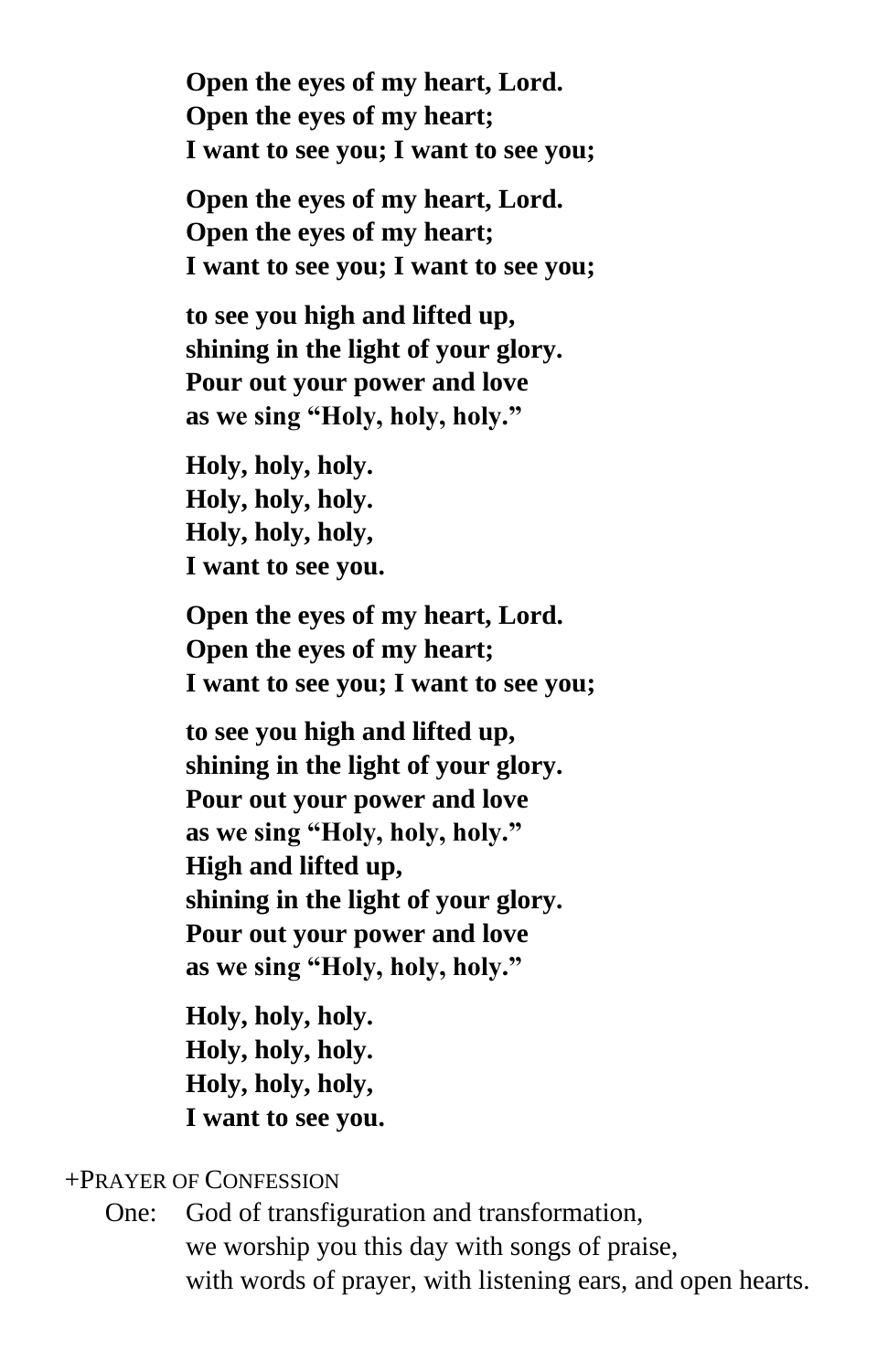**Open the eyes of my heart, Lord.**
**Open the eyes of my heart;**
**I want to see you; I want to see you;**

**Open the eyes of my heart, Lord.**
**Open the eyes of my heart;**
**I want to see you; I want to see you;**

**to see you high and lifted up,**
**shining in the light of your glory.**
**Pour out your power and love**
**as we sing "Holy, holy, holy."**

**Holy, holy, holy.**
**Holy, holy, holy.**
**Holy, holy, holy,**
**I want to see you.**

**Open the eyes of my heart, Lord.**
**Open the eyes of my heart;**
**I want to see you; I want to see you;**

**to see you high and lifted up,**
**shining in the light of your glory.**
**Pour out your power and love**
**as we sing "Holy, holy, holy."**
**High and lifted up,**
**shining in the light of your glory.**
**Pour out your power and love**
**as we sing "Holy, holy, holy."**

**Holy, holy, holy.**
**Holy, holy, holy.**
**Holy, holy, holy,**
**I want to see you.**

+PRAYER OF CONFESSION

One: God of transfiguration and transformation,
we worship you this day with songs of praise,
with words of prayer, with listening ears, and open hearts.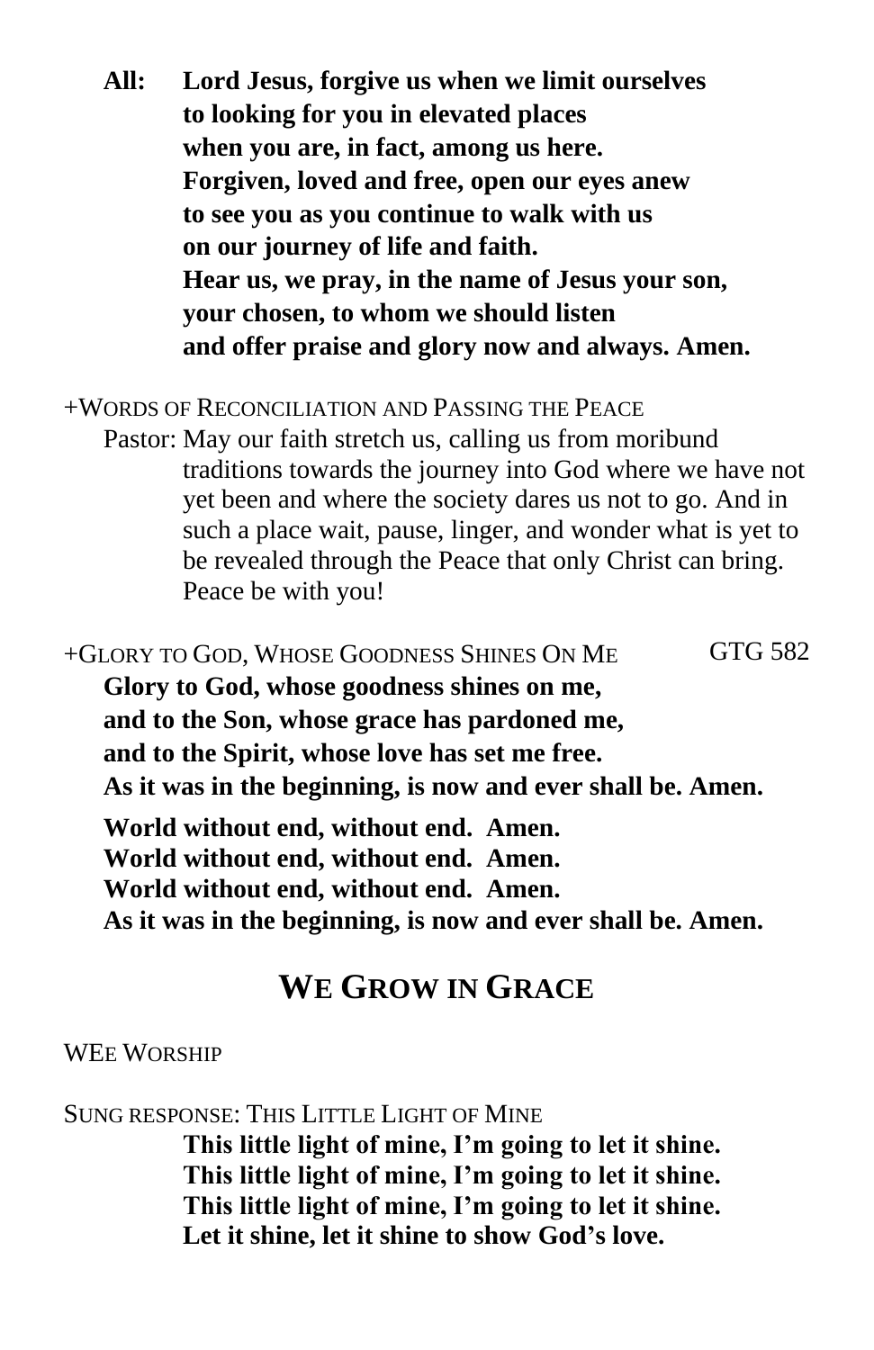**All:** **Lord Jesus, forgive us when we limit ourselves**
**to looking for you in elevated places**
**when you are, in fact, among us here.**
**Forgiven, loved and free, open our eyes anew**
**to see you as you continue to walk with us**
**on our journey of life and faith.**
**Hear us, we pray, in the name of Jesus your son,**
**your chosen, to whom we should listen**
**and offer praise and glory now and always. Amen.**

+WORDS OF RECONCILIATION AND PASSING THE PEACE

Pastor: May our faith stretch us, calling us from moribund traditions towards the journey into God where we have not yet been and where the society dares us not to go. And in such a place wait, pause, linger, and wonder what is yet to be revealed through the Peace that only Christ can bring. Peace be with you!

+GLORY TO GOD, WHOSE GOODNESS SHINES ON ME GTG 582

**Glory to God, whose goodness shines on me,**
**and to the Son, whose grace has pardoned me,**
**and to the Spirit, whose love has set me free.**
**As it was in the beginning, is now and ever shall be. Amen.**

**World without end, without end. Amen.**
**World without end, without end. Amen.**
**World without end, without end. Amen.**
**As it was in the beginning, is now and ever shall be. Amen.**

## WE GROW IN GRACE

WEE WORSHIP

SUNG RESPONSE: THIS LITTLE LIGHT OF MINE

**This little light of mine, I'm going to let it shine.**
**This little light of mine, I'm going to let it shine.**
**This little light of mine, I'm going to let it shine.**
**Let it shine, let it shine to show God's love.**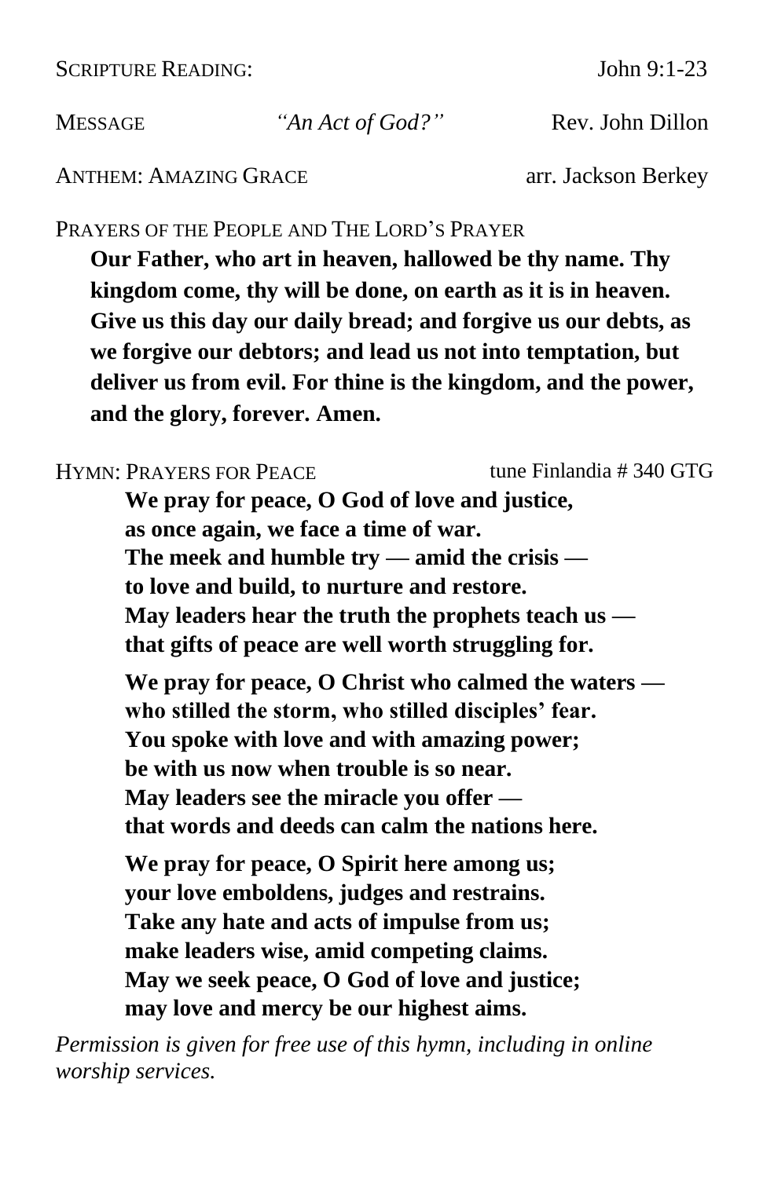SCRIPTURE READING: John 9:1-23

MESSAGE *"An Act of God?"* Rev. John Dillon

ANTHEM: AMAZING GRACE arr. Jackson Berkey

PRAYERS OF THE PEOPLE AND THE LORD'S PRAYER

**Our Father, who art in heaven, hallowed be thy name. Thy kingdom come, thy will be done, on earth as it is in heaven. Give us this day our daily bread; and forgive us our debts, as we forgive our debtors; and lead us not into temptation, but deliver us from evil. For thine is the kingdom, and the power, and the glory, forever. Amen.**

HYMN: PRAYERS FOR PEACE tune Finlandia # 340 GTG

**We pray for peace, O God of love and justice,**
**as once again, we face a time of war.**
**The meek and humble try — amid the crisis —**
**to love and build, to nurture and restore.**
**May leaders hear the truth the prophets teach us —**
**that gifts of peace are well worth struggling for.**

**We pray for peace, O Christ who calmed the waters —**
**who stilled the storm, who stilled disciples' fear.**
**You spoke with love and with amazing power;**
**be with us now when trouble is so near.**
**May leaders see the miracle you offer —**
**that words and deeds can calm the nations here.**

**We pray for peace, O Spirit here among us;**
**your love emboldens, judges and restrains.**
**Take any hate and acts of impulse from us;**
**make leaders wise, amid competing claims.**
**May we seek peace, O God of love and justice;**
**may love and mercy be our highest aims.**

*Permission is given for free use of this hymn, including in online worship services.*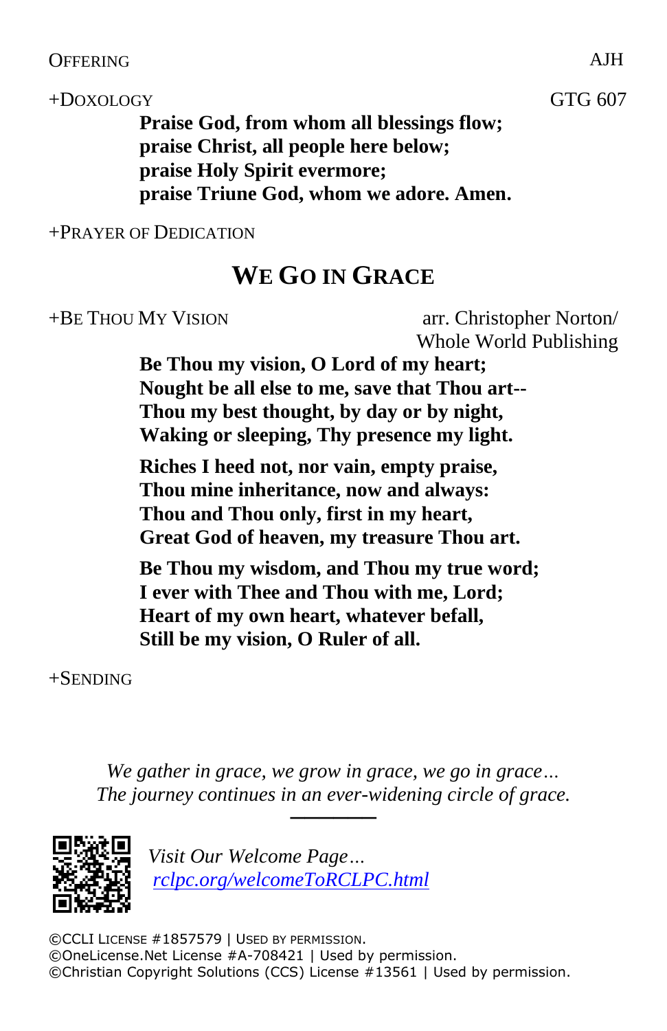OFFERING AJH

+DOXOLOGY GTG 607

**Praise God, from whom all blessings flow;**
**praise Christ, all people here below;**
**praise Holy Spirit evermore;**
**praise Triune God, whom we adore. Amen.**

+PRAYER OF DEDICATION

## WE GO IN GRACE

+BE THOU MY VISION arr. Christopher Norton/ Whole World Publishing

**Be Thou my vision, O Lord of my heart;**
**Nought be all else to me, save that Thou art--**
**Thou my best thought, by day or by night,**
**Waking or sleeping, Thy presence my light.**

**Riches I heed not, nor vain, empty praise,**
**Thou mine inheritance, now and always:**
**Thou and Thou only, first in my heart,**
**Great God of heaven, my treasure Thou art.**

**Be Thou my wisdom, and Thou my true word;**
**I ever with Thee and Thou with me, Lord;**
**Heart of my own heart, whatever befall,**
**Still be my vision, O Ruler of all.**

+SENDING

*We gather in grace, we grow in grace, we go in grace…*
*The journey continues in an ever-widening circle of grace.*

---

*Visit Our Welcome Page…*
*rclpc.org/welcomeToRCLPC.html*

©CCLI LICENSE #1857579 | USED BY PERMISSION.
©OneLicense.Net License #A-708421 | Used by permission.
©Christian Copyright Solutions (CCS) License #13561 | Used by permission.